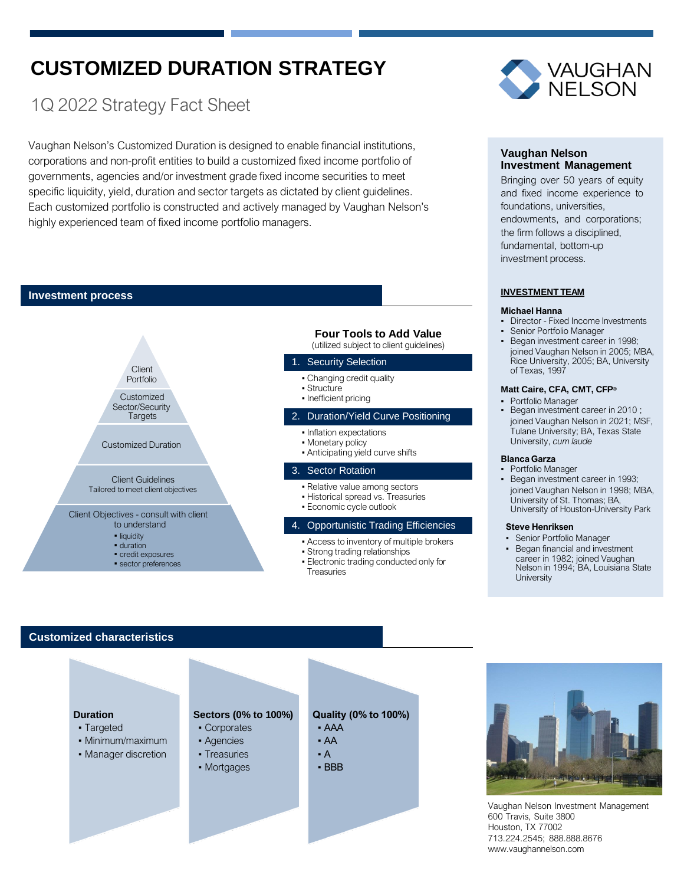# CUSTOMIZED DURATION STRATEGY

## 1Q 2022 Strategy Fact Sheet

VAUGHAN NELSON

Vaughan Nelson's Customized Duration is designed to enable financial institutions, corporations and non-profit entities to build a customized fixed income portfolio of governments, agencies and/or investment grade fixed income securities to meet specific liquidity, yield, duration and sector targets as dictated by client guidelines. Each customized portfolio is constructed and actively managed by Vaughan Nelson's highly experienced team of fixed income portfolio managers.

## Investment process

- Client Portfolio
- Customized Sector/Security Targets
- Customized Duration
- Client Guidelines
  Tailored to meet client objectives
- Client Objectives - consult with client to understand
  - liquidity
  - duration
  - credit exposures
  - sector preferences

### Four Tools to Add Value

(utilized subject to client guidelines)

**1. Security Selection**

- Changing credit quality
- Structure
- Inefficient pricing

**2. Duration/Yield Curve Positioning**

- Inflation expectations
- Monetary policy
- Anticipating yield curve shifts

**3. Sector Rotation**

- Relative value among sectors
- Historical spread vs. Treasuries
- Economic cycle outlook

**4. Opportunistic Trading Efficiencies**

- Access to inventory of multiple brokers
- Strong trading relationships
- Electronic trading conducted only for Treasuries

## Customized characteristics

**Duration**

- Targeted
- Minimum/maximum
- Manager discretion

**Sectors (0% to 100%)**

- Corporates
- Agencies
- Treasuries
- Mortgages

**Quality (0% to 100%)**

- AAA
- AA
- A
- BBB

## Vaughan Nelson Investment Management

Bringing over 50 years of equity and fixed income experience to foundations, universities, endowments, and corporations; the firm follows a disciplined, fundamental, bottom-up investment process.

### INVESTMENT TEAM

**Michael Hanna**

- Director - Fixed Income Investments
- Senior Portfolio Manager
- Began investment career in 1998; joined Vaughan Nelson in 2005; MBA, Rice University, 2005; BA, University of Texas, 1997

**Matt Caire, CFA, CMT, CFP®**

- Portfolio Manager
- Began investment career in 2010 ; joined Vaughan Nelson in 2021; MSF, Tulane University; BA, Texas State University, *cum laude*

**Blanca Garza**

- Portfolio Manager
- Began investment career in 1993; joined Vaughan Nelson in 1998; MBA, University of St. Thomas; BA, University of Houston-University Park

**Steve Henriksen**

- Senior Portfolio Manager
- Began financial and investment career in 1982; joined Vaughan Nelson in 1994; BA, Louisiana State University

Vaughan Nelson Investment Management
600 Travis, Suite 3800
Houston, TX 77002
713.224.2545; 888.888.8676
www.vaughannelson.com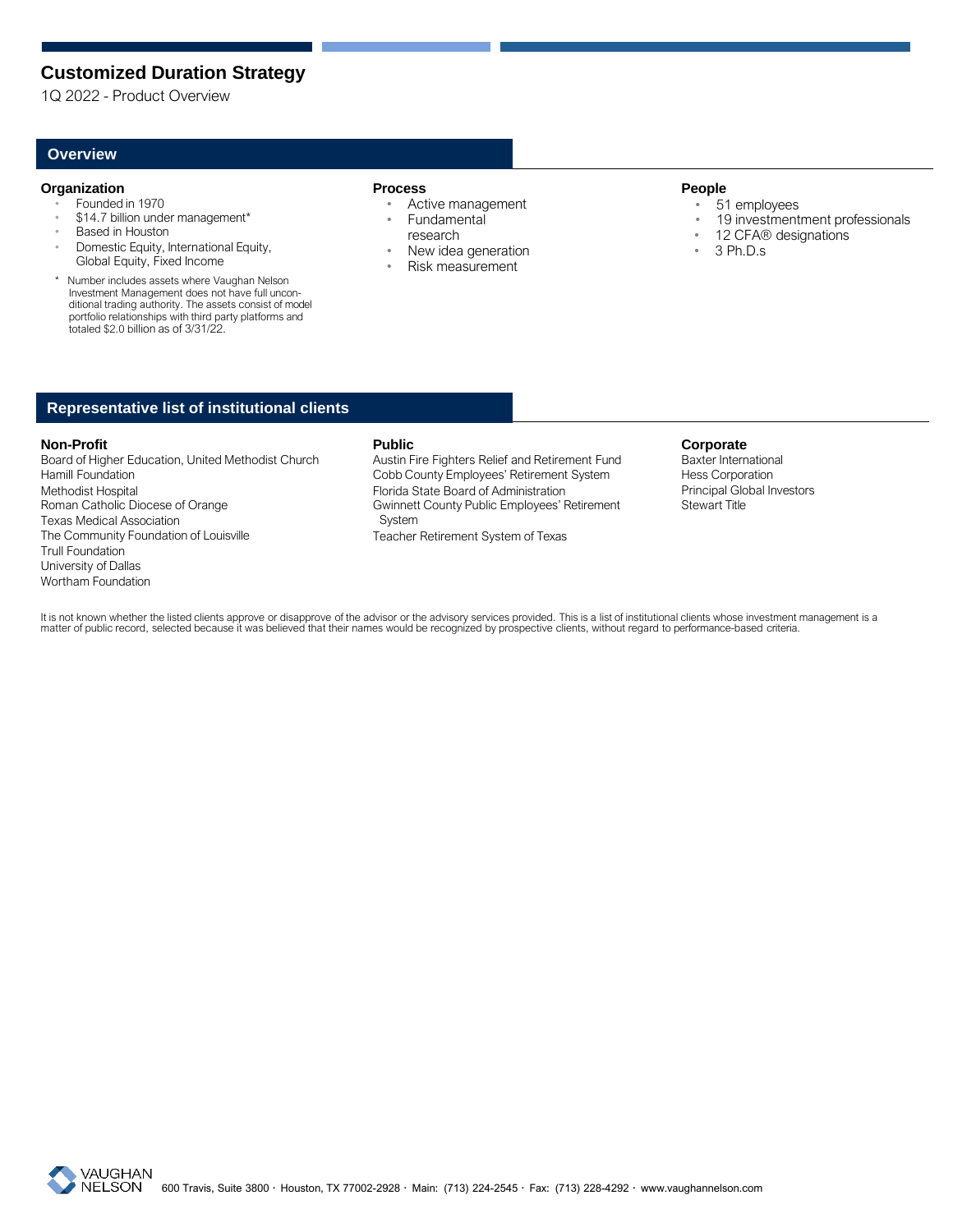# Customized Duration Strategy

1Q 2022 - Product Overview

## Overview

### Organization

- Founded in 1970
- $14.7 billion under management*
- Based in Houston
- Domestic Equity, International Equity, Global Equity, Fixed Income

\* Number includes assets where Vaughan Nelson Investment Management does not have full unconditional trading authority. The assets consist of model portfolio relationships with third party platforms and totaled $2.0 billion as of 3/31/22.

### Process

- Active management
- Fundamental research
- New idea generation
- Risk measurement

### People

- 51 employees
- 19 investmentment professionals
- 12 CFA® designations
- 3 Ph.D.s

## Representative list of institutional clients

### Non-Profit

Board of Higher Education, United Methodist Church
Hamill Foundation
Methodist Hospital
Roman Catholic Diocese of Orange
Texas Medical Association
The Community Foundation of Louisville
Trull Foundation
University of Dallas
Wortham Foundation

### Public

Austin Fire Fighters Relief and Retirement Fund
Cobb County Employees' Retirement System
Florida State Board of Administration
Gwinnett County Public Employees' Retirement System
Teacher Retirement System of Texas

### Corporate

Baxter International
Hess Corporation
Principal Global Investors
Stewart Title

It is not known whether the listed clients approve or disapprove of the advisor or the advisory services provided. This is a list of institutional clients whose investment management is a matter of public record, selected because it was believed that their names would be recognized by prospective clients, without regard to performance-based criteria.

VAUGHAN NELSON 600 Travis, Suite 3800 · Houston, TX 77002-2928 · Main: (713) 224-2545 · Fax: (713) 228-4292 · www.vaughannelson.com